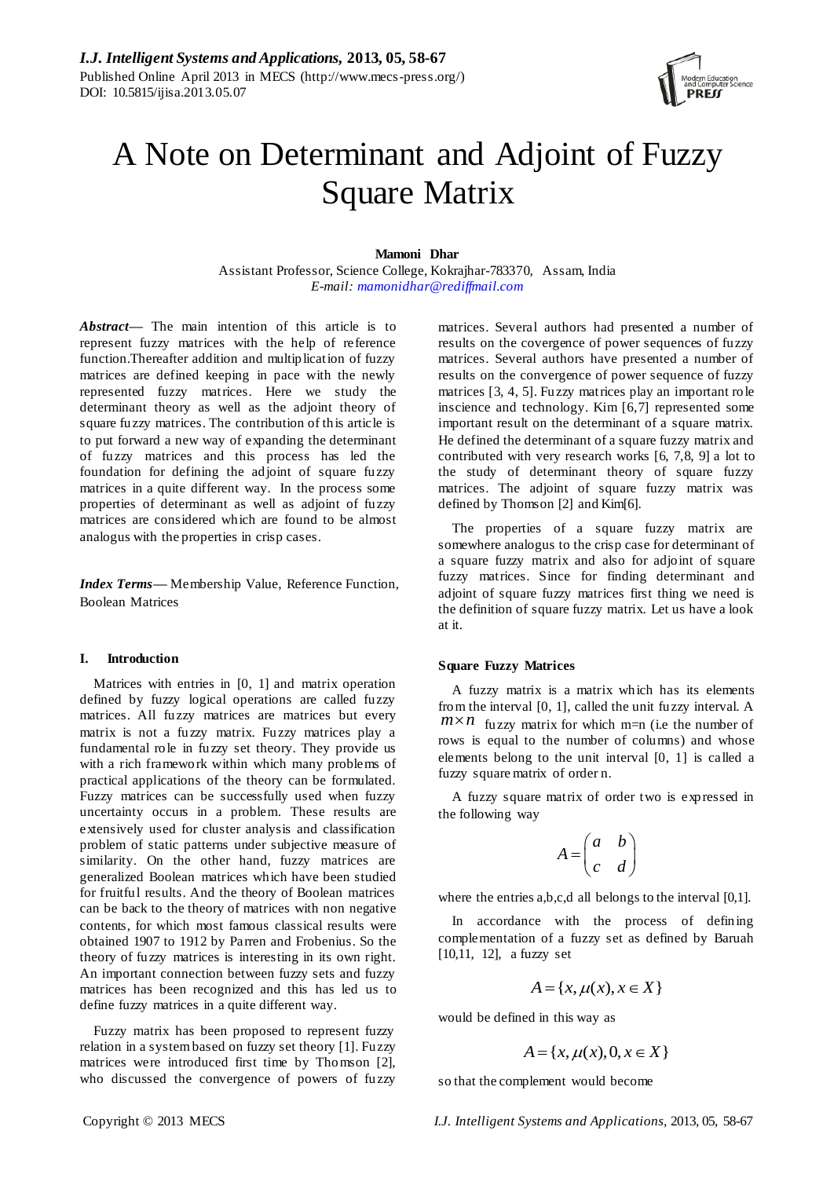# A Note on Determinant and Adjoint of Fuzzy Square Matrix

**Mamoni Dhar**

Assistant Professor, Science College, Kokrajhar-783370, Assam, India

*E-mail: mamonidhar@rediffmail.com*

***Abstract*****—** The main intention of this article is to represent fuzzy matrices with the help of reference function.Thereafter addition and multiplication of fuzzy matrices are defined keeping in pace with the newly represented fuzzy matrices. Here we study the determinant theory as well as the adjoint theory of square fuzzy matrices. The contribution of this article is to put forward a new way of expanding the determinant of fuzzy matrices and this process has led the foundation for defining the adjoint of square fuzzy matrices in a quite different way. In the process some properties of determinant as well as adjoint of fuzzy matrices are considered which are found to be almost analogus with the properties in crisp cases.

***Index Terms*****—** Membership Value, Reference Function, Boolean Matrices

## I. Introduction

Matrices with entries in [0, 1] and matrix operation defined by fuzzy logical operations are called fuzzy matrices. All fuzzy matrices are matrices but every matrix is not a fuzzy matrix. Fuzzy matrices play a fundamental role in fuzzy set theory. They provide us with a rich framework within which many problems of practical applications of the theory can be formulated. Fuzzy matrices can be successfully used when fuzzy uncertainty occurs in a problem. These results are extensively used for cluster analysis and classification problem of static patterns under subjective measure of similarity. On the other hand, fuzzy matrices are generalized Boolean matrices which have been studied for fruitful results. And the theory of Boolean matrices can be back to the theory of matrices with non negative contents, for which most famous classical results were obtained 1907 to 1912 by Parren and Frobenius. So the theory of fuzzy matrices is interesting in its own right. An important connection between fuzzy sets and fuzzy matrices has been recognized and this has led us to define fuzzy matrices in a quite different way.

Fuzzy matrix has been proposed to represent fuzzy relation in a system based on fuzzy set theory [1]. Fuzzy matrices were introduced first time by Thomson [2], who discussed the convergence of powers of fuzzy matrices. Several authors had presented a number of results on the covergence of power sequences of fuzzy matrices. Several authors have presented a number of results on the convergence of power sequence of fuzzy matrices [3, 4, 5]. Fuzzy matrices play an important role inscience and technology. Kim [6,7] represented some important result on the determinant of a square matrix. He defined the determinant of a square fuzzy matrix and contributed with very research works [6, 7,8, 9] a lot to the study of determinant theory of square fuzzy matrices. The adjoint of square fuzzy matrix was defined by Thomson [2] and Kim[6].

The properties of a square fuzzy matrix are somewhere analogus to the crisp case for determinant of a square fuzzy matrix and also for adjoint of square fuzzy matrices. Since for finding determinant and adjoint of square fuzzy matrices first thing we need is the definition of square fuzzy matrix. Let us have a look at it.

### Square Fuzzy Matrices

A fuzzy matrix is a matrix which has its elements from the interval [0, 1], called the unit fuzzy interval. A $m \times n$ fuzzy matrix for which m=n (i.e the number of rows is equal to the number of columns) and whose elements belong to the unit interval [0, 1] is called a fuzzy square matrix of order n.

A fuzzy square matrix of order two is expressed in the following way

$$A = \begin{pmatrix} a & b \\ c & d \end{pmatrix}$$

where the entries a,b,c,d all belongs to the interval [0,1].

In accordance with the process of defining complementation of a fuzzy set as defined by Baruah [10,11, 12], a fuzzy set

$$A = \{x, \mu(x), x \in X\}$$

would be defined in this way as

$$A = \{x, \mu(x), 0, x \in X\}$$

so that the complement would become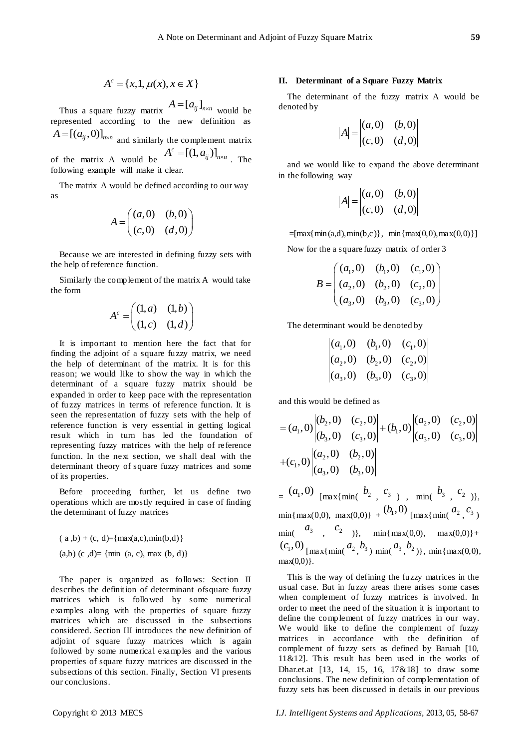$$A^c = \{x, 1, \mu(x), x \in X\}$$

Thus a square fuzzy matrix $A = [a_{ij}]_{n \times n}$ would be represented according to the new definition as $A = [(a_{ij}, 0)]_{n \times n}$ and similarly the complement matrix of the matrix A would be $A^c = [(1, a_{ij})]_{n \times n}$. The following example will make it clear.

The matrix A would be defined according to our way as

$$A = \begin{pmatrix} (a,0) & (b,0) \\ (c,0) & (d,0) \end{pmatrix}$$

Because we are interested in defining fuzzy sets with the help of reference function.

Similarly the complement of the matrix A would take the form

$$A^c = \begin{pmatrix} (1,a) & (1,b) \\ (1,c) & (1,d) \end{pmatrix}$$

It is important to mention here the fact that for finding the adjoint of a square fuzzy matrix, we need the help of determinant of the matrix. It is for this reason; we would like to show the way in which the determinant of a square fuzzy matrix should be expanded in order to keep pace with the representation of fuzzy matrices in terms of reference function. It is seen the representation of fuzzy sets with the help of reference function is very essential in getting logical result which in turn has led the foundation of representing fuzzy matrices with the help of reference function. In the next section, we shall deal with the determinant theory of square fuzzy matrices and some of its properties.

Before proceeding further, let us define two operations which are mostly required in case of finding the determinant of fuzzy matrices

( a ,b) + (c, d)={max(a,c),min(b,d)}

(a,b) (c ,d)= {min (a, c), max (b, d)}

The paper is organized as follows: Section II describes the definition of determinant ofsquare fuzzy matrices which is followed by some numerical examples along with the properties of square fuzzy matrices which are discussed in the subsections considered. Section III introduces the new definition of adjoint of square fuzzy matrices which is again followed by some numerical examples and the various properties of square fuzzy matrices are discussed in the subsections of this section. Finally, Section VI presents our conclusions.

## II. Determinant of a Square Fuzzy Matrix

The determinant of the fuzzy matrix A would be denoted by

$$|A| = \begin{vmatrix} (a,0) & (b,0) \\ (c,0) & (d,0) \end{vmatrix}$$

and we would like to expand the above determinant in the following way

$$|A| = \begin{vmatrix} (a,0) & (b,0) \\ (c,0) & (d,0) \end{vmatrix}$$

=[max{min(a,d),min(b,c)}, min{max(0,0),max(0,0)}]

Now for the a square fuzzy matrix of order 3

$$B = \begin{pmatrix} (a_1,0) & (b_1,0) & (c_1,0) \\ (a_2,0) & (b_2,0) & (c_2,0) \\ (a_3,0) & (b_3,0) & (c_3,0) \end{pmatrix}$$

The determinant would be denoted by

$$\begin{vmatrix} (a_1,0) & (b_1,0) & (c_1,0) \\ (a_2,0) & (b_2,0) & (c_2,0) \\ (a_3,0) & (b_3,0) & (c_3,0) \end{vmatrix}$$

and this would be defined as

$$= (a_1,0)\begin{vmatrix} (b_2,0) & (c_2,0) \\ (b_3,0) & (c_3,0) \end{vmatrix} + (b_1,0)\begin{vmatrix} (a_2,0) & (c_2,0) \\ (a_3,0) & (c_3,0) \end{vmatrix} + (c_1,0)\begin{vmatrix} (a_2,0) & (b_2,0) \\ (a_3,0) & (b_3,0) \end{vmatrix}$$

= $(a_1,0)$ [max{min( $b_2$ , $c_3$ ) , min( $b_3$ , $c_2$ )}, min{max(0,0), max(0,0)} + $(b_1,0)$ [max{min( $a_2$ , $c_3$ ) min( $a_3$ , $c_2$ )}, min{max(0,0), max(0,0)}+ $(c_1,0)$ [max{min( $a_2$ , $b_3$ ) min( $a_3$ , $b_2$ )}, min{max(0,0), max(0,0)}.

This is the way of defining the fuzzy matrices in the usual case. But in fuzzy areas there arises some cases when complement of fuzzy matrices is involved. In order to meet the need of the situation it is important to define the complement of fuzzy matrices in our way. We would like to define the complement of fuzzy matrices in accordance with the definition of complement of fuzzy sets as defined by Baruah [10, 11&12]. This result has been used in the works of Dhar.et.at [13, 14, 15, 16, 17&18] to draw some conclusions. The new definition of complementation of fuzzy sets has been discussed in details in our previous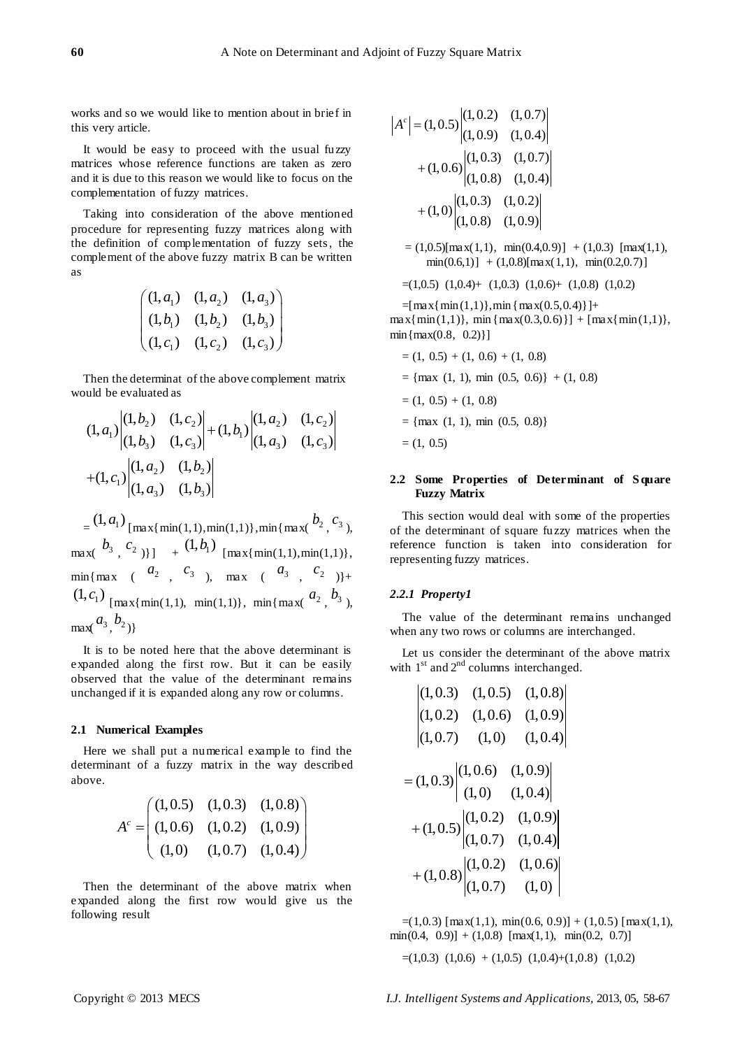works and so we would like to mention about in brief in this very article.

It would be easy to proceed with the usual fuzzy matrices whose reference functions are taken as zero and it is due to this reason we would like to focus on the complementation of fuzzy matrices.

Taking into consideration of the above mentioned procedure for representing fuzzy matrices along with the definition of complementation of fuzzy sets, the complement of the above fuzzy matrix B can be written as

$$\begin{pmatrix} (1,a_1) & (1,a_2) & (1,a_3) \\ (1,b_1) & (1,b_2) & (1,b_3) \\ (1,c_1) & (1,c_2) & (1,c_3) \end{pmatrix}$$

Then the determinat of the above complement matrix would be evaluated as

$$(1,a_1)\begin{vmatrix} (1,b_2) & (1,c_2) \\ (1,b_3) & (1,c_3) \end{vmatrix} + (1,b_1)\begin{vmatrix} (1,a_2) & (1,c_2) \\ (1,a_3) & (1,c_3) \end{vmatrix} + (1,c_1)\begin{vmatrix} (1,a_2) & (1,b_2) \\ (1,a_3) & (1,b_3) \end{vmatrix}$$

$= (1,a_1)$ [max{min(1,1),min(1,1)},min{max($b_2$, $c_3$), max($b_3$, $c_2$)}] + $(1,b_1)$ [max{min(1,1),min(1,1)}, min{max ($a_2$, $c_3$), max ($a_3$, $c_2$)}+ $(1,c_1)$ [max{min(1,1), min(1,1)}, min{max($a_2$, $b_3$), max($a_3$, $b_2$)}

It is to be noted here that the above determinant is expanded along the first row. But it can be easily observed that the value of the determinant remains unchanged if it is expanded along any row or columns.

### 2.1 Numerical Examples

Here we shall put a numerical example to find the determinant of a fuzzy matrix in the way described above.

$$A^c = \begin{pmatrix} (1,0.5) & (1,0.3) & (1,0.8) \\ (1,0.6) & (1,0.2) & (1,0.9) \\ (1,0) & (1,0.7) & (1,0.4) \end{pmatrix}$$

Then the determinant of the above matrix when expanded along the first row would give us the following result

$$\left|A^c\right| = (1,0.5)\begin{vmatrix} (1,0.2) & (1,0.7) \\ (1,0.9) & (1,0.4) \end{vmatrix} + (1,0.6)\begin{vmatrix} (1,0.3) & (1,0.7) \\ (1,0.8) & (1,0.4) \end{vmatrix} + (1,0)\begin{vmatrix} (1,0.3) & (1,0.2) \\ (1,0.8) & (1,0.9) \end{vmatrix}$$

= (1,0.5)[max(1,1), min(0.4,0.9)] + (1,0.3) [max(1,1), min(0.6,1)] + (1,0.8)[max(1,1), min(0.2,0.7)]

=(1,0.5) (1,0.4)+ (1,0.3) (1,0.6)+ (1,0.8) (1,0.2)

=[max{min(1,1)},min{max(0.5,0.4)}]+ max{min(1,1)}, min{max(0.3,0.6)}] + [max{min(1,1)}, min{max(0.8, 0.2)}]

= (1, 0.5) + (1, 0.6) + (1, 0.8)

= {max (1, 1), min (0.5, 0.6)} + (1, 0.8)

= (1, 0.5) + (1, 0.8)

= {max (1, 1), min (0.5, 0.8)}

= (1, 0.5)

### 2.2 Some Properties of Determinant of Square Fuzzy Matrix

This section would deal with some of the properties of the determinant of square fuzzy matrices when the reference function is taken into consideration for representing fuzzy matrices.

#### *2.2.1 Property1*

The value of the determinant remains unchanged when any two rows or columns are interchanged.

Let us consider the determinant of the above matrix with 1st and 2nd columns interchanged.

$$\begin{vmatrix} (1,0.3) & (1,0.5) & (1,0.8) \\ (1,0.2) & (1,0.6) & (1,0.9) \\ (1,0.7) & (1,0) & (1,0.4) \end{vmatrix}$$

$$= (1,0.3)\begin{vmatrix} (1,0.6) & (1,0.9) \\ (1,0) & (1,0.4) \end{vmatrix} + (1,0.5)\begin{vmatrix} (1,0.2) & (1,0.9) \\ (1,0.7) & (1,0.4) \end{vmatrix} + (1,0.8)\begin{vmatrix} (1,0.2) & (1,0.6) \\ (1,0.7) & (1,0) \end{vmatrix}$$

=(1,0.3) [max(1,1), min(0.6, 0.9)] + (1,0.5) [max(1,1), min(0.4, 0.9)] + (1,0.8) [max(1,1), min(0.2, 0.7)]

=(1,0.3) (1,0.6) + (1,0.5) (1,0.4)+(1,0.8) (1,0.2)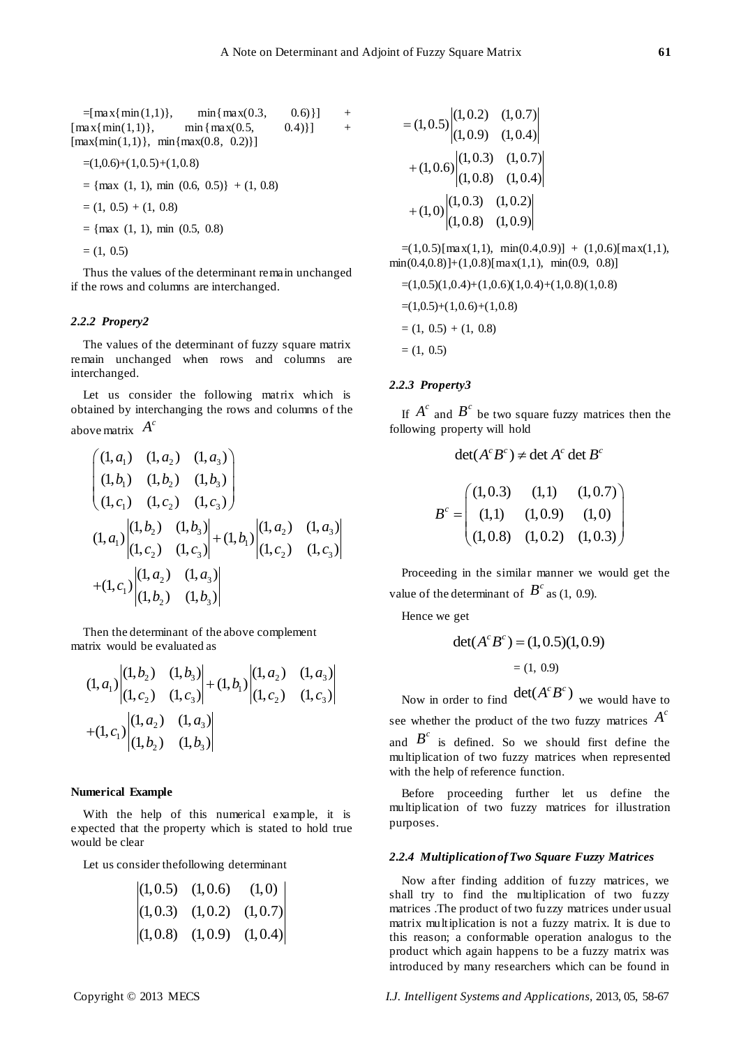=[max{min(1,1)}, min{max(0.3, 0.6)}] + [max{min(1,1)}, min{max(0.5, 0.4)}] + [max{min(1,1)}, min{max(0.8, 0.2)}]

=(1,0.6)+(1,0.5)+(1,0.8)

= {max (1, 1), min (0.6, 0.5)} + (1, 0.8)

= (1, 0.5) + (1, 0.8)

= {max (1, 1), min (0.5, 0.8)

= (1, 0.5)

Thus the values of the determinant remain unchanged if the rows and columns are interchanged.

#### *2.2.2 Propery2*

The values of the determinant of fuzzy square matrix remain unchanged when rows and columns are interchanged.

Let us consider the following matrix which is obtained by interchanging the rows and columns of the above matrix $A^c$

$$\begin{pmatrix} (1,a_1) & (1,a_2) & (1,a_3) \\ (1,b_1) & (1,b_2) & (1,b_3) \\ (1,c_1) & (1,c_2) & (1,c_3) \end{pmatrix}$$

$$(1,a_1)\begin{vmatrix} (1,b_2) & (1,b_3) \\ (1,c_2) & (1,c_3) \end{vmatrix} + (1,b_1)\begin{vmatrix} (1,a_2) & (1,a_3) \\ (1,c_2) & (1,c_3) \end{vmatrix}$$

$$+(1,c_1)\begin{vmatrix} (1,a_2) & (1,a_3) \\ (1,b_2) & (1,b_3) \end{vmatrix}$$

Then the determinant of the above complement matrix would be evaluated as

$$(1,a_1)\begin{vmatrix} (1,b_2) & (1,b_3) \\ (1,c_2) & (1,c_3) \end{vmatrix} + (1,b_1)\begin{vmatrix} (1,a_2) & (1,a_3) \\ (1,c_2) & (1,c_3) \end{vmatrix}$$

$$+(1,c_1)\begin{vmatrix} (1,a_2) & (1,a_3) \\ (1,b_2) & (1,b_3) \end{vmatrix}$$

**Numerical Example**

With the help of this numerical example, it is expected that the property which is stated to hold true would be clear

Let us consider thefollowing determinant

$$\begin{vmatrix} (1,0.5) & (1,0.6) & (1,0) \\ (1,0.3) & (1,0.2) & (1,0.7) \\ (1,0.8) & (1,0.9) & (1,0.4) \end{vmatrix}$$

$$= (1,0.5)\begin{vmatrix} (1,0.2) & (1,0.7) \\ (1,0.9) & (1,0.4) \end{vmatrix}$$

$$+ (1,0.6)\begin{vmatrix} (1,0.3) & (1,0.7) \\ (1,0.8) & (1,0.4) \end{vmatrix}$$

$$+ (1,0)\begin{vmatrix} (1,0.3) & (1,0.2) \\ (1,0.8) & (1,0.9) \end{vmatrix}$$

=(1,0.5)[max(1,1), min(0.4,0.9)] + (1,0.6)[max(1,1), min(0.4,0.8)]+(1,0.8)[max(1,1), min(0.9, 0.8)]

=(1,0.5)(1,0.4)+(1,0.6)(1,0.4)+(1,0.8)(1,0.8)

=(1,0.5)+(1,0.6)+(1,0.8)

= (1, 0.5) + (1, 0.8)

= (1, 0.5)

#### *2.2.3 Property3*

If $A^c$ and $B^c$ be two square fuzzy matrices then the following property will hold

$$\det(A^c B^c) \neq \det A^c \det B^c$$

$$B^c = \begin{pmatrix} (1,0.3) & (1,1) & (1,0.7) \\ (1,1) & (1,0.9) & (1,0) \\ (1,0.8) & (1,0.2) & (1,0.3) \end{pmatrix}$$

Proceeding in the similar manner we would get the value of the determinant of $B^c$ as (1, 0.9).

Hence we get

$$\det(A^c B^c) = (1,0.5)(1,0.9)$$

$$= (1,\ 0.9)$$

Now in order to find $\det(A^c B^c)$ we would have to see whether the product of the two fuzzy matrices $A^c$ and $B^c$ is defined. So we should first define the multiplication of two fuzzy matrices when represented with the help of reference function.

Before proceeding further let us define the multiplication of two fuzzy matrices for illustration purposes.

#### *2.2.4 Multiplication of Two Square Fuzzy Matrices*

Now after finding addition of fuzzy matrices, we shall try to find the multiplication of two fuzzy matrices .The product of two fuzzy matrices under usual matrix multiplication is not a fuzzy matrix. It is due to this reason; a conformable operation analogus to the product which again happens to be a fuzzy matrix was introduced by many researchers which can be found in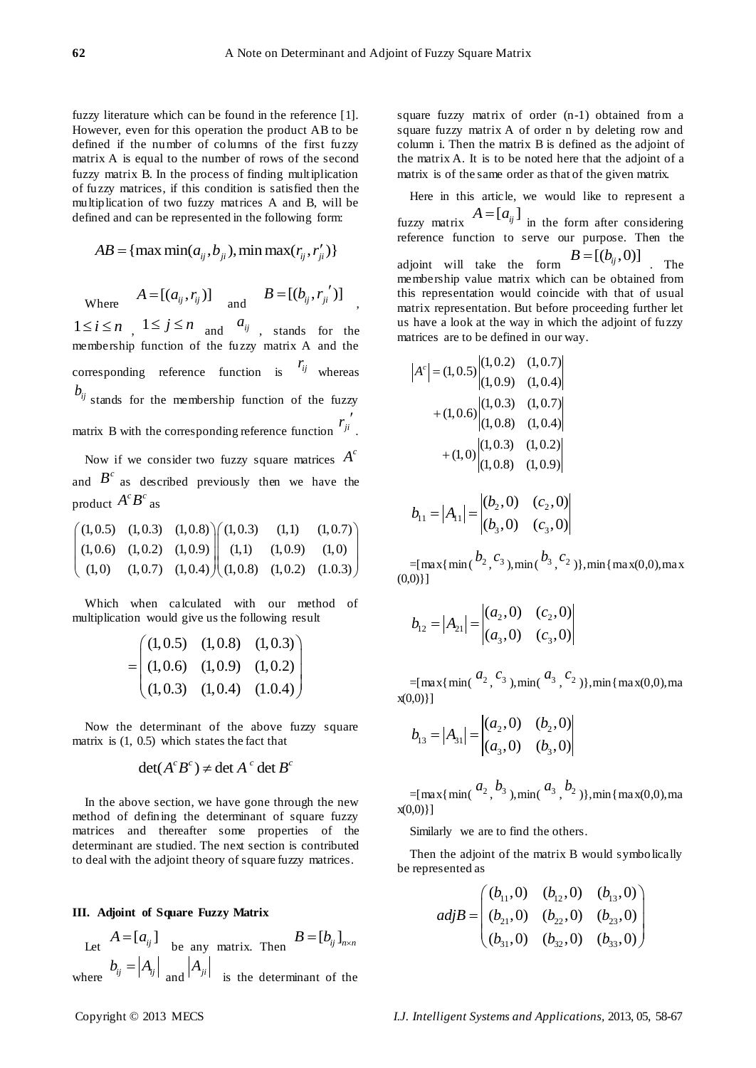fuzzy literature which can be found in the reference [1]. However, even for this operation the product AB to be defined if the number of columns of the first fuzzy matrix A is equal to the number of rows of the second fuzzy matrix B. In the process of finding multiplication of fuzzy matrices, if this condition is satisfied then the multiplication of two fuzzy matrices A and B, will be defined and can be represented in the following form:

$$AB = \{\max\min(a_{ij}, b_{ji}), \min\max(r_{ij}, r'_{ji})\}$$

Where $A = [(a_{ij}, r_{ij})]$ and $B = [(b_{ij}, {r_{ji}}')]$, $1 \le i \le n$, $1 \le j \le n$ and $a_{ij}$, stands for the membership function of the fuzzy matrix A and the corresponding reference function is $r_{ij}$ whereas $b_{ij}$ stands for the membership function of the fuzzy matrix B with the corresponding reference function ${r_{ji}}'$.

Now if we consider two fuzzy square matrices $A^c$ and $B^c$ as described previously then we have the product $A^cB^c$ as

$$\begin{pmatrix} (1,0.5) & (1,0.3) & (1,0.8) \\ (1,0.6) & (1,0.2) & (1,0.9) \\ (1,0) & (1,0.7) & (1,0.4) \end{pmatrix} \begin{pmatrix} (1,0.3) & (1,1) & (1,0.7) \\ (1,1) & (1,0.9) & (1,0) \\ (1,0.8) & (1,0.2) & (1.0.3) \end{pmatrix}$$

Which when calculated with our method of multiplication would give us the following result

$$= \begin{pmatrix} (1,0.5) & (1,0.8) & (1,0.3) \\ (1,0.6) & (1,0.9) & (1,0.2) \\ (1,0.3) & (1,0.4) & (1.0.4) \end{pmatrix}$$

Now the determinant of the above fuzzy square matrix is (1, 0.5) which states the fact that

$$\det(A^cB^c) \neq \det A^c \det B^c$$

In the above section, we have gone through the new method of defining the determinant of square fuzzy matrices and thereafter some properties of the determinant are studied. The next section is contributed to deal with the adjoint theory of square fuzzy matrices.

## III. Adjoint of Square Fuzzy Matrix

Let $A = [a_{ij}]$ be any matrix. Then $B = [b_{ij}]_{n \times n}$ where $b_{ij} = |A_{ij}|$ and $|A_{ji}|$ is the determinant of the square fuzzy matrix of order (n-1) obtained from a square fuzzy matrix A of order n by deleting row and column i. Then the matrix B is defined as the adjoint of the matrix A. It is to be noted here that the adjoint of a matrix is of the same order as that of the given matrix.

Here in this article, we would like to represent a fuzzy matrix $A = [a_{ij}]$ in the form after considering reference function to serve our purpose. Then the adjoint will take the form $B = [(b_{ij}, 0)]$. The membership value matrix which can be obtained from this representation would coincide with that of usual matrix representation. But before proceeding further let us have a look at the way in which the adjoint of fuzzy matrices are to be defined in our way.

$$|A^c| = (1,0.5)\begin{vmatrix} (1,0.2) & (1,0.7) \\ (1,0.9) & (1,0.4) \end{vmatrix} + (1,0.6)\begin{vmatrix} (1,0.3) & (1,0.7) \\ (1,0.8) & (1,0.4) \end{vmatrix} + (1,0)\begin{vmatrix} (1,0.3) & (1,0.2) \\ (1,0.8) & (1,0.9) \end{vmatrix}$$

$$b_{11} = |A_{11}| = \begin{vmatrix} (b_2, 0) & (c_2, 0) \\ (b_3, 0) & (c_3, 0) \end{vmatrix}$$

=[max{min( $b_2$, $c_3$ ),min( $b_3$, $c_2$ )},min{max(0,0),max(0,0)}]

$$b_{12} = |A_{21}| = \begin{vmatrix} (a_2, 0) & (c_2, 0) \\ (a_3, 0) & (c_3, 0) \end{vmatrix}$$

=[max{min( $a_2$, $c_3$ ),min( $a_3$, $c_2$ )},min{max(0,0),max(0,0)}]

$$b_{13} = |A_{31}| = \begin{vmatrix} (a_2, 0) & (b_2, 0) \\ (a_3, 0) & (b_3, 0) \end{vmatrix}$$

=[max{min( $a_2$, $b_3$ ),min( $a_3$, $b_2$ )},min{max(0,0),max(0,0)}]

Similarly we are to find the others.

Then the adjoint of the matrix B would symbolically be represented as

$$adjB = \begin{pmatrix} (b_{11}, 0) & (b_{12}, 0) & (b_{13}, 0) \\ (b_{21}, 0) & (b_{22}, 0) & (b_{23}, 0) \\ (b_{31}, 0) & (b_{32}, 0) & (b_{33}, 0) \end{pmatrix}$$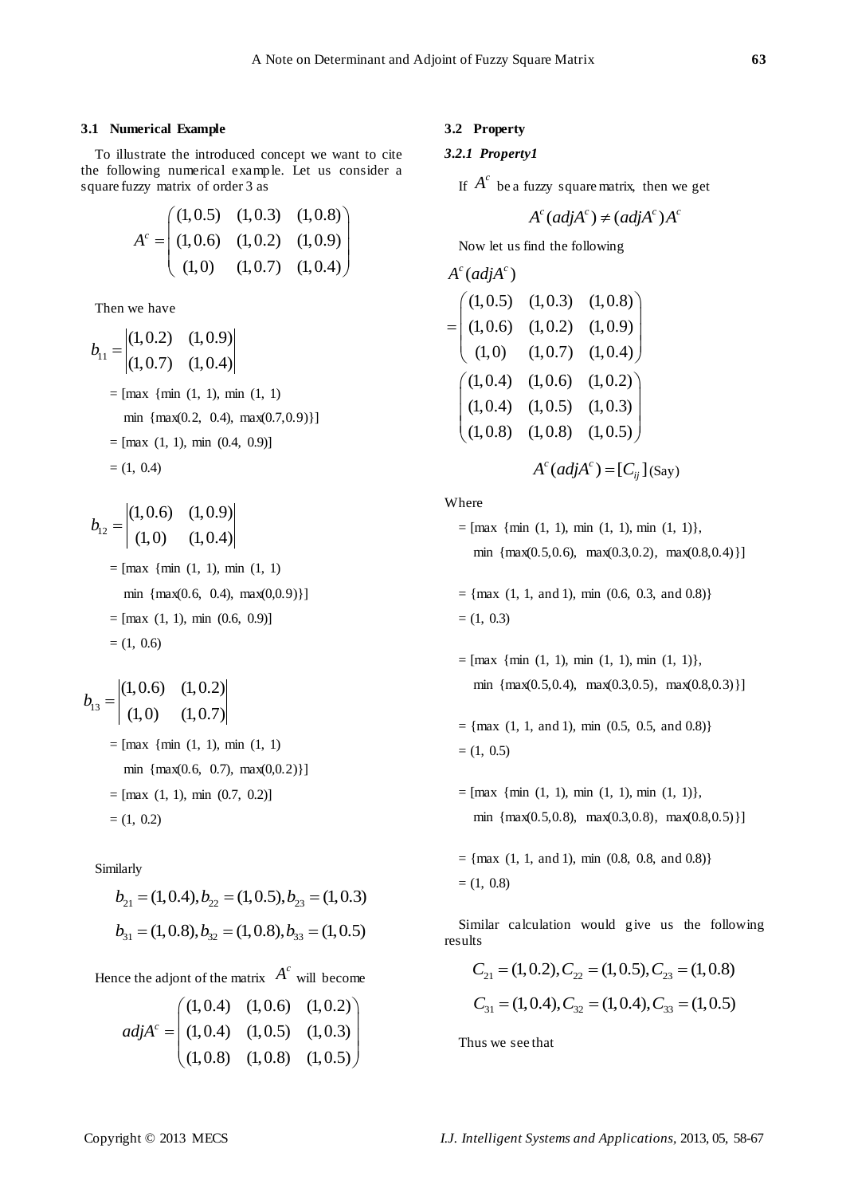### 3.1 Numerical Example

To illustrate the introduced concept we want to cite the following numerical example. Let us consider a square fuzzy matrix of order 3 as

$$A^c = \begin{pmatrix} (1,0.5) & (1,0.3) & (1,0.8) \\ (1,0.6) & (1,0.2) & (1,0.9) \\ (1,0) & (1,0.7) & (1,0.4) \end{pmatrix}$$

Then we have

$$b_{11} = \begin{vmatrix} (1,0.2) & (1,0.9) \\ (1,0.7) & (1,0.4) \end{vmatrix}$$

= [max {min (1, 1), min (1, 1)

min {max(0.2, 0.4), max(0.7,0.9)}]

= [max (1, 1), min (0.4, 0.9)]

= (1, 0.4)

$$b_{12} = \begin{vmatrix} (1,0.6) & (1,0.9) \\ (1,0) & (1,0.4) \end{vmatrix}$$

= [max {min (1, 1), min (1, 1)

min {max(0.6, 0.4), max(0,0.9)}]

= [max (1, 1), min (0.6, 0.9)]

= (1, 0.6)

$$b_{13} = \begin{vmatrix} (1,0.6) & (1,0.2) \\ (1,0) & (1,0.7) \end{vmatrix}$$

= [max {min (1, 1), min (1, 1)

min {max(0.6, 0.7), max(0,0.2)}]

= [max (1, 1), min (0.7, 0.2)]

= (1, 0.2)

Similarly

$$b_{21} = (1,0.4), b_{22} = (1,0.5), b_{23} = (1,0.3)$$

$$b_{31} = (1,0.8), b_{32} = (1,0.8), b_{33} = (1,0.5)$$

Hence the adjont of the matrix $A^c$ will become

$$adjA^c = \begin{pmatrix} (1,0.4) & (1,0.6) & (1,0.2) \\ (1,0.4) & (1,0.5) & (1,0.3) \\ (1,0.8) & (1,0.8) & (1,0.5) \end{pmatrix}$$

### 3.2 Property

#### *3.2.1 Property1*

If $A^c$ be a fuzzy square matrix, then we get

$$A^c(adjA^c) \neq (adjA^c)A^c$$

Now let us find the following

$$A^c(adjA^c)$$

$$= \begin{pmatrix} (1,0.5) & (1,0.3) & (1,0.8) \\ (1,0.6) & (1,0.2) & (1,0.9) \\ (1,0) & (1,0.7) & (1,0.4) \end{pmatrix} \begin{pmatrix} (1,0.4) & (1,0.6) & (1,0.2) \\ (1,0.4) & (1,0.5) & (1,0.3) \\ (1,0.8) & (1,0.8) & (1,0.5) \end{pmatrix}$$

$$A^c(adjA^c) = [C_{ij}] \text{(Say)}$$

Where

= [max {min (1, 1), min (1, 1), min (1, 1)},

min {max(0.5,0.6), max(0.3,0.2), max(0.8,0.4)}]

= {max (1, 1, and 1), min (0.6, 0.3, and 0.8)}

= (1, 0.3)

= [max {min (1, 1), min (1, 1), min (1, 1)},

min {max(0.5,0.4), max(0.3,0.5), max(0.8,0.3)}]

= {max (1, 1, and 1), min (0.5, 0.5, and 0.8)}

= (1, 0.5)

= [max {min (1, 1), min (1, 1), min (1, 1)},

min {max(0.5,0.8), max(0.3,0.8), max(0.8,0.5)}]

= {max (1, 1, and 1), min (0.8, 0.8, and 0.8)}

= (1, 0.8)

Similar calculation would give us the following results

$$C_{21} = (1,0.2), C_{22} = (1,0.5), C_{23} = (1,0.8)$$

$$C_{31} = (1,0.4), C_{32} = (1,0.4), C_{33} = (1,0.5)$$

Thus we see that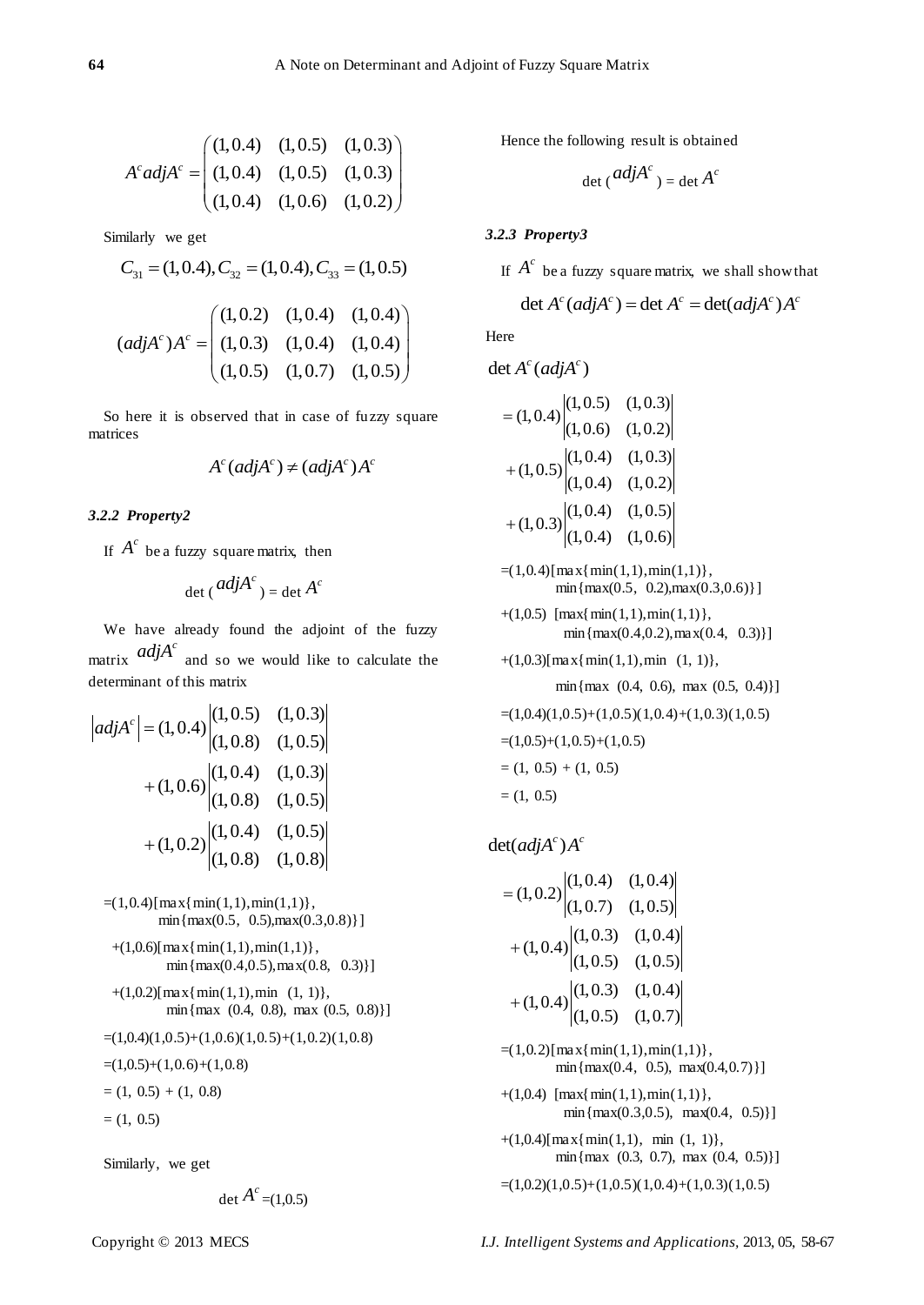$$A^c adjA^c = \begin{pmatrix} (1,0.4) & (1,0.5) & (1,0.3) \\ (1,0.4) & (1,0.5) & (1,0.3) \\ (1,0.4) & (1,0.6) & (1,0.2) \end{pmatrix}$$

Similarly we get

$$C_{31} = (1,0.4), C_{32} = (1,0.4), C_{33} = (1,0.5)$$

$$(adjA^c)A^c = \begin{pmatrix} (1,0.2) & (1,0.4) & (1,0.4) \\ (1,0.3) & (1,0.4) & (1,0.4) \\ (1,0.5) & (1,0.7) & (1,0.5) \end{pmatrix}$$

So here it is observed that in case of fuzzy square matrices

$$A^c(adjA^c) \neq (adjA^c)A^c$$

### *3.2.2 Property2*

If $A^c$ be a fuzzy square matrix, then

$$\det(adjA^c) = \det A^c$$

We have already found the adjoint of the fuzzy matrix $adjA^c$ and so we would like to calculate the determinant of this matrix

$$\left|adjA^c\right| = (1,0.4)\begin{vmatrix} (1,0.5) & (1,0.3) \\ (1,0.8) & (1,0.5) \end{vmatrix} + (1,0.6)\begin{vmatrix} (1,0.4) & (1,0.3) \\ (1,0.8) & (1,0.5) \end{vmatrix} + (1,0.2)\begin{vmatrix} (1,0.4) & (1,0.5) \\ (1,0.8) & (1,0.8) \end{vmatrix}$$

$=(1,0.4)[\max\{\min(1,1),\min(1,1)\},$
$\min\{\max(0.5,\ 0.5),\max(0.3,0.8)\}]$

$+(1,0.6)[\max\{\min(1,1),\min(1,1)\},$
$\min\{\max(0.4,0.5),\max(0.8,\ 0.3)\}]$

$+(1,0.2)[\max\{\min(1,1),\min\ (1,\ 1)\},$
$\min\{\max\ (0.4,\ 0.8),\ \max\ (0.5,\ 0.8)\}]$

$=(1,0.4)(1,0.5)+(1,0.6)(1,0.5)+(1,0.2)(1,0.8)$

$=(1,0.5)+(1,0.6)+(1,0.8)$

$= (1,\ 0.5) + (1,\ 0.8)$

$= (1,\ 0.5)$

Similarly, we get

$$\det A^c = (1,0.5)$$

Hence the following result is obtained

$$\det(adjA^c) = \det A^c$$

### *3.2.3 Property3*

If $A^c$ be a fuzzy square matrix, we shall show that

$$\det A^c(adjA^c) = \det A^c = \det(adjA^c)A^c$$

Here

$\det A^c(adjA^c)$

$$= (1,0.4)\begin{vmatrix} (1,0.5) & (1,0.3) \\ (1,0.6) & (1,0.2) \end{vmatrix} + (1,0.5)\begin{vmatrix} (1,0.4) & (1,0.3) \\ (1,0.4) & (1,0.2) \end{vmatrix} + (1,0.3)\begin{vmatrix} (1,0.4) & (1,0.5) \\ (1,0.4) & (1,0.6) \end{vmatrix}$$

$=(1,0.4)[\max\{\min(1,1),\min(1,1)\},$
$\min\{\max(0.5,\ 0.2),\max(0.3,0.6)\}]$

$+(1,0.5)\ [\max\{\min(1,1),\min(1,1)\},$
$\min\{\max(0.4,0.2),\max(0.4,\ 0.3)\}]$

$+(1,0.3)[\max\{\min(1,1),\min\ (1,\ 1)\},$
$\min\{\max\ (0.4,\ 0.6),\ \max\ (0.5,\ 0.4)\}]$

$=(1,0.4)(1,0.5)+(1,0.5)(1,0.4)+(1,0.3)(1,0.5)$

$=(1,0.5)+(1,0.5)+(1,0.5)$

$= (1,\ 0.5) + (1,\ 0.5)$

$= (1,\ 0.5)$

$\det(adjA^c)A^c$

$$= (1,0.2)\begin{vmatrix} (1,0.4) & (1,0.4) \\ (1,0.7) & (1,0.5) \end{vmatrix} + (1,0.4)\begin{vmatrix} (1,0.3) & (1,0.4) \\ (1,0.5) & (1,0.5) \end{vmatrix} + (1,0.4)\begin{vmatrix} (1,0.3) & (1,0.4) \\ (1,0.5) & (1,0.7) \end{vmatrix}$$

$=(1,0.2)[\max\{\min(1,1),\min(1,1)\},$
$\min\{\max(0.4,\ 0.5),\ \max(0.4,0.7)\}]$

$+(1,0.4)\ [\max\{\min(1,1),\min(1,1)\},$
$\min\{\max(0.3,0.5),\ \max(0.4,\ 0.5)\}]$

$+(1,0.4)[\max\{\min(1,1),\ \min\ (1,\ 1)\},$
$\min\{\max\ (0.3,\ 0.7),\ \max\ (0.4,\ 0.5)\}]$

$=(1,0.2)(1,0.5)+(1,0.5)(1,0.4)+(1,0.3)(1,0.5)$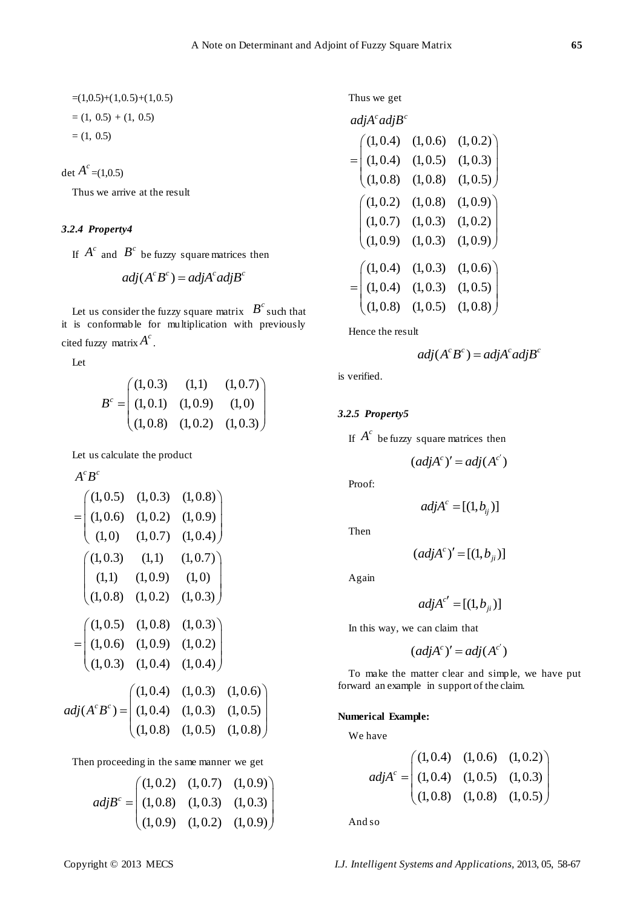$=(1,0.5)+(1,0.5)+(1,0.5)$

$= (1,\ 0.5) + (1,\ 0.5)$

$= (1,\ 0.5)$

$\det A^c = (1,0.5)$

Thus we arrive at the result

### *3.2.4 Property4*

If $A^c$ and $B^c$ be fuzzy square matrices then

$$adj(A^c B^c) = adjA^c adjB^c$$

Let us consider the fuzzy square matrix $B^c$ such that it is conformable for multiplication with previously cited fuzzy matrix $A^c$.

Let

$$B^c = \begin{pmatrix} (1,0.3) & (1,1) & (1,0.7) \\ (1,0.1) & (1,0.9) & (1,0) \\ (1,0.8) & (1,0.2) & (1,0.3) \end{pmatrix}$$

Let us calculate the product

$$A^c B^c$$

$$= \begin{pmatrix} (1,0.5) & (1,0.3) & (1,0.8) \\ (1,0.6) & (1,0.2) & (1,0.9) \\ (1,0) & (1,0.7) & (1,0.4) \end{pmatrix} \begin{pmatrix} (1,0.3) & (1,1) & (1,0.7) \\ (1,1) & (1,0.9) & (1,0) \\ (1,0.8) & (1,0.2) & (1,0.3) \end{pmatrix}$$

$$= \begin{pmatrix} (1,0.5) & (1,0.8) & (1,0.3) \\ (1,0.6) & (1,0.9) & (1,0.2) \\ (1,0.3) & (1,0.4) & (1,0.4) \end{pmatrix}$$

$$adj(A^c B^c) = \begin{pmatrix} (1,0.4) & (1,0.3) & (1,0.6) \\ (1,0.4) & (1,0.3) & (1,0.5) \\ (1,0.8) & (1,0.5) & (1,0.8) \end{pmatrix}$$

Then proceeding in the same manner we get

$$adjB^c = \begin{pmatrix} (1,0.2) & (1,0.7) & (1,0.9) \\ (1,0.8) & (1,0.3) & (1,0.3) \\ (1,0.9) & (1,0.2) & (1,0.9) \end{pmatrix}$$

Thus we get

$$adjA^c adjB^c$$

$$= \begin{pmatrix} (1,0.4) & (1,0.6) & (1,0.2) \\ (1,0.4) & (1,0.5) & (1,0.3) \\ (1,0.8) & (1,0.8) & (1,0.5) \end{pmatrix} \begin{pmatrix} (1,0.2) & (1,0.8) & (1,0.9) \\ (1,0.7) & (1,0.3) & (1,0.2) \\ (1,0.9) & (1,0.3) & (1,0.9) \end{pmatrix}$$

$$= \begin{pmatrix} (1,0.4) & (1,0.3) & (1,0.6) \\ (1,0.4) & (1,0.3) & (1,0.5) \\ (1,0.8) & (1,0.5) & (1,0.8) \end{pmatrix}$$

Hence the result

$$adj(A^c B^c) = adjA^c adjB^c$$

is verified.

### *3.2.5 Property5*

If $A^c$ be fuzzy square matrices then

$$(adjA^c)' = adj(A^{c'})$$

Proof:

$$adjA^c = [(1,b_{ij})]$$

Then

$$(adjA^c)' = [(1,b_{ji})]$$

Again

$$adjA^{c'} = [(1,b_{ji})]$$

In this way, we can claim that

$$(adjA^c)' = adj(A^{c'})$$

To make the matter clear and simple, we have put forward an example in support of the claim.

**Numerical Example:**

We have

$$adjA^c = \begin{pmatrix} (1,0.4) & (1,0.6) & (1,0.2) \\ (1,0.4) & (1,0.5) & (1,0.3) \\ (1,0.8) & (1,0.8) & (1,0.5) \end{pmatrix}$$

And so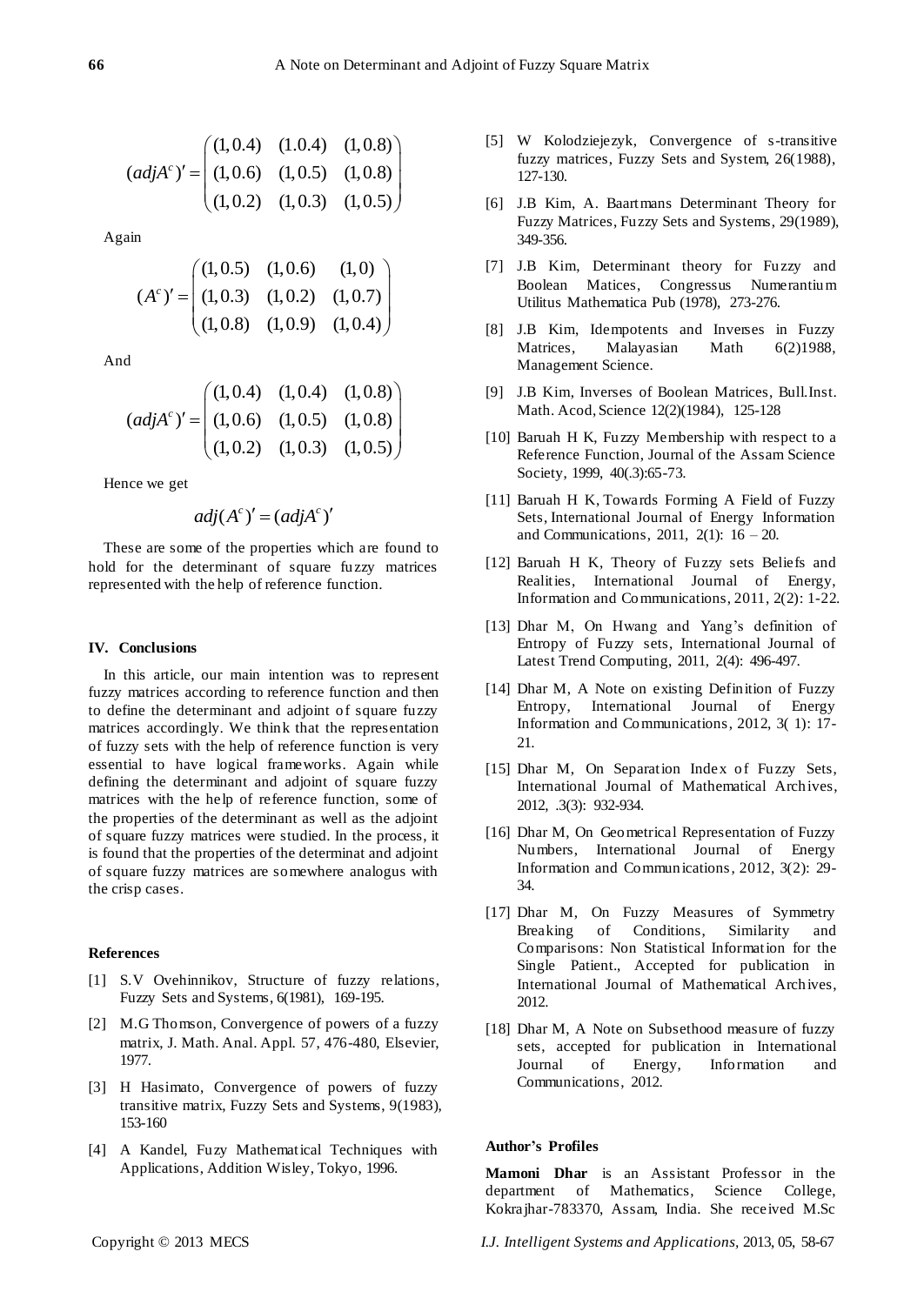$$(adjA^c)' = \begin{pmatrix} (1,0.4) & (1.0.4) & (1,0.8) \\ (1,0.6) & (1,0.5) & (1,0.8) \\ (1,0.2) & (1,0.3) & (1,0.5) \end{pmatrix}$$

Again

$$(A^c)' = \begin{pmatrix} (1,0.5) & (1,0.6) & (1,0) \\ (1,0.3) & (1,0.2) & (1,0.7) \\ (1,0.8) & (1,0.9) & (1,0.4) \end{pmatrix}$$

And

$$(adjA^c)' = \begin{pmatrix} (1,0.4) & (1,0.4) & (1,0.8) \\ (1,0.6) & (1,0.5) & (1,0.8) \\ (1,0.2) & (1,0.3) & (1,0.5) \end{pmatrix}$$

Hence we get

$$adj(A^c)' = (adjA^c)'$$

These are some of the properties which are found to hold for the determinant of square fuzzy matrices represented with the help of reference function.

## IV. Conclusions

In this article, our main intention was to represent fuzzy matrices according to reference function and then to define the determinant and adjoint of square fuzzy matrices accordingly. We think that the representation of fuzzy sets with the help of reference function is very essential to have logical frameworks. Again while defining the determinant and adjoint of square fuzzy matrices with the help of reference function, some of the properties of the determinant as well as the adjoint of square fuzzy matrices were studied. In the process, it is found that the properties of the determinat and adjoint of square fuzzy matrices are somewhere analogus with the crisp cases.

## References

[1] S.V Ovehinnikov, Structure of fuzzy relations, Fuzzy Sets and Systems, 6(1981), 169-195.

[2] M.G Thomson, Convergence of powers of a fuzzy matrix, J. Math. Anal. Appl. 57, 476-480, Elsevier, 1977.

[3] H Hasimato, Convergence of powers of fuzzy transitive matrix, Fuzzy Sets and Systems, 9(1983), 153-160

[4] A Kandel, Fuzy Mathematical Techniques with Applications, Addition Wisley, Tokyo, 1996.

[5] W Kolodziejezyk, Convergence of s-transitive fuzzy matrices, Fuzzy Sets and System, 26(1988), 127-130.

[6] J.B Kim, A. Baartmans Determinant Theory for Fuzzy Matrices, Fuzzy Sets and Systems, 29(1989), 349-356.

[7] J.B Kim, Determinant theory for Fuzzy and Boolean Matices, Congressus Numerantium Utilitus Mathematica Pub (1978), 273-276.

[8] J.B Kim, Idempotents and Inverses in Fuzzy Matrices, Malayasian Math 6(2)1988, Management Science.

[9] J.B Kim, Inverses of Boolean Matrices, Bull.Inst. Math. Acod, Science 12(2)(1984), 125-128

[10] Baruah H K, Fuzzy Membership with respect to a Reference Function, Journal of the Assam Science Society, 1999, 40(.3):65-73.

[11] Baruah H K, Towards Forming A Field of Fuzzy Sets, International Journal of Energy Information and Communications, 2011, 2(1): 16 – 20.

[12] Baruah H K, Theory of Fuzzy sets Beliefs and Realities, International Journal of Energy, Information and Communications, 2011, 2(2): 1-22.

[13] Dhar M, On Hwang and Yang's definition of Entropy of Fuzzy sets, International Journal of Latest Trend Computing, 2011, 2(4): 496-497.

[14] Dhar M, A Note on existing Definition of Fuzzy Entropy, International Journal of Energy Information and Communications, 2012, 3( 1): 17-21.

[15] Dhar M, On Separation Index of Fuzzy Sets, International Journal of Mathematical Archives, 2012, .3(3): 932-934.

[16] Dhar M, On Geometrical Representation of Fuzzy Numbers, International Journal of Energy Information and Communications, 2012, 3(2): 29-34.

[17] Dhar M, On Fuzzy Measures of Symmetry Breaking of Conditions, Similarity and Comparisons: Non Statistical Information for the Single Patient., Accepted for publication in International Journal of Mathematical Archives, 2012.

[18] Dhar M, A Note on Subsethood measure of fuzzy sets, accepted for publication in International Journal of Energy, Information and Communications, 2012.

## Author's Profiles

**Mamoni Dhar** is an Assistant Professor in the department of Mathematics, Science College, Kokrajhar-783370, Assam, India. She received M.Sc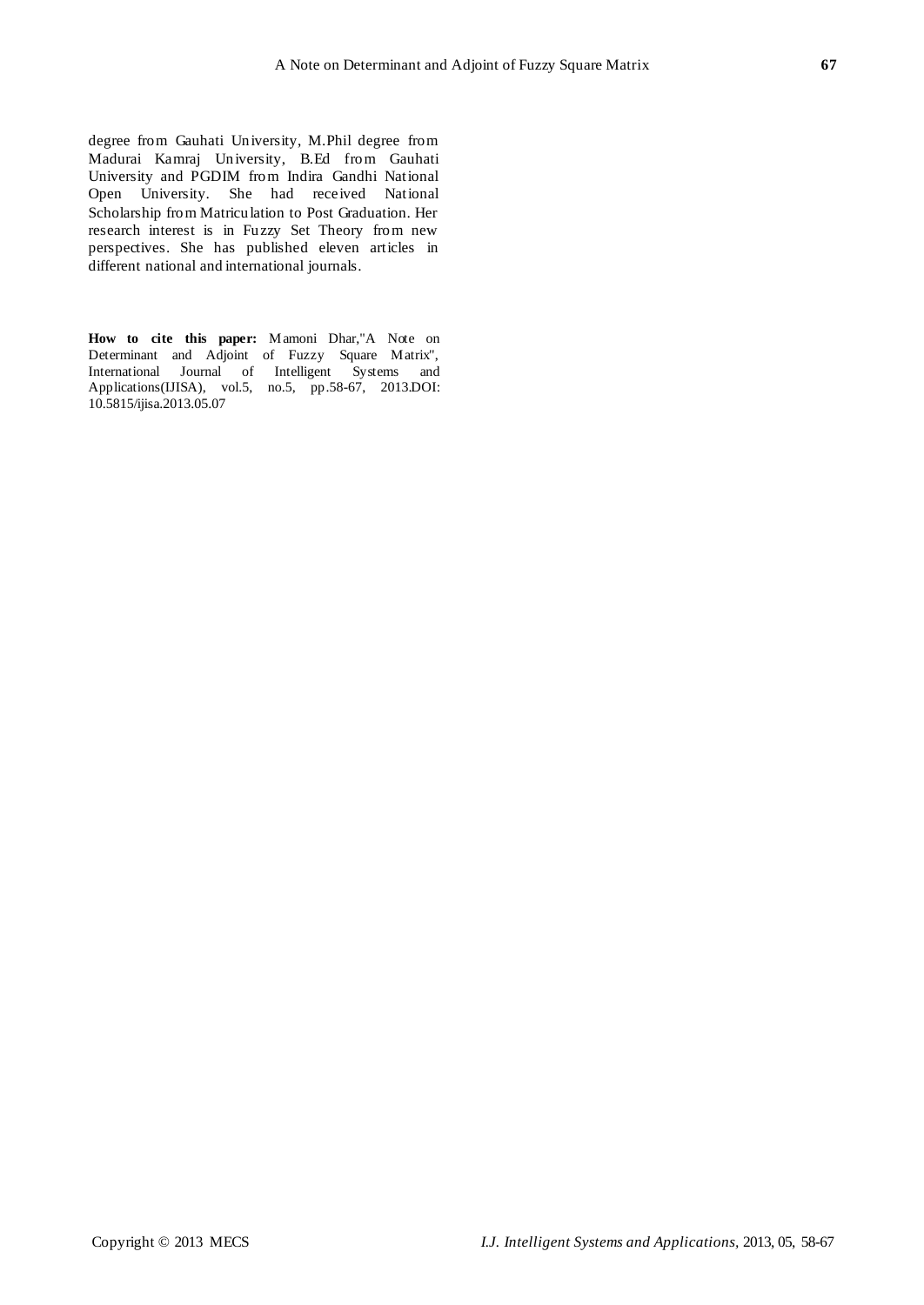degree from Gauhati University, M.Phil degree from Madurai Kamraj University, B.Ed from Gauhati University and PGDIM from Indira Gandhi National Open University. She had received National Scholarship from Matriculation to Post Graduation. Her research interest is in Fuzzy Set Theory from new perspectives. She has published eleven articles in different national and international journals.

**How to cite this paper:** Mamoni Dhar,"A Note on Determinant and Adjoint of Fuzzy Square Matrix", International Journal of Intelligent Systems and Applications(IJISA), vol.5, no.5, pp.58-67, 2013.DOI: 10.5815/ijisa.2013.05.07